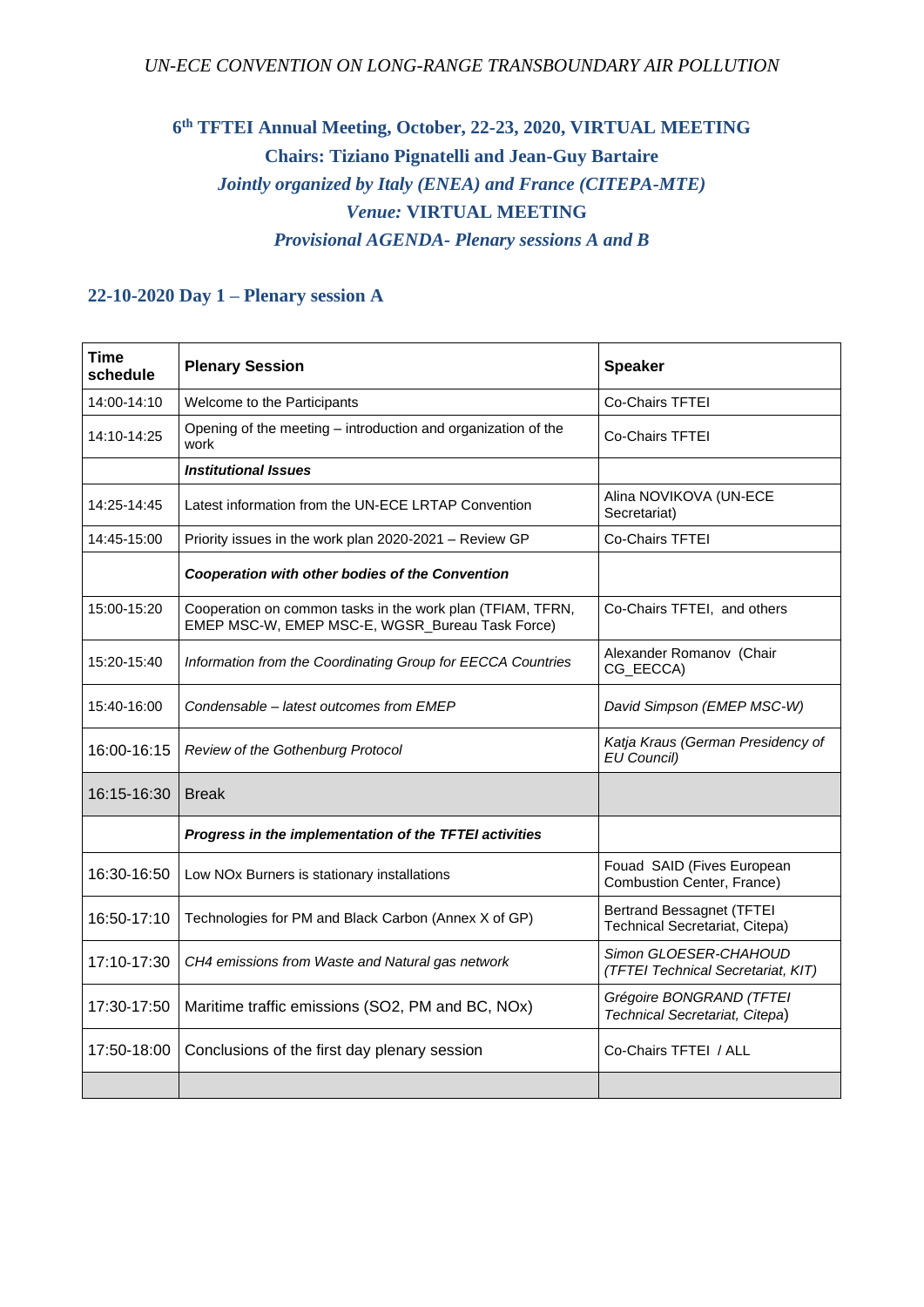*UN-ECE CONVENTION ON LONG-RANGE TRANSBOUNDARY AIR POLLUTION*

# 6th TFTEI Annual Meeting, October, 22-23, 2020, VIRTUAL MEETING

**Chairs: Tiziano Pignatelli and Jean-Guy Bartaire**

***Jointly organized by Italy (ENEA) and France (CITEPA-MTE)***

***Venue:* VIRTUAL MEETING**

***Provisional AGENDA- Plenary sessions A and B***

## 22-10-2020 Day 1 – Plenary session A

| Time schedule | Plenary Session | Speaker |
|---|---|---|
| 14:00-14:10 | Welcome to the Participants | Co-Chairs TFTEI |
| 14:10-14:25 | Opening of the meeting – introduction and organization of the work | Co-Chairs TFTEI |
| | ***Institutional Issues*** | |
| 14:25-14:45 | Latest information from the UN-ECE LRTAP Convention | Alina NOVIKOVA (UN-ECE Secretariat) |
| 14:45-15:00 | Priority issues in the work plan 2020-2021 – Review GP | Co-Chairs TFTEI |
| | ***Cooperation with other bodies of the Convention*** | |
| 15:00-15:20 | Cooperation on common tasks in the work plan (TFIAM, TFRN, EMEP MSC-W, EMEP MSC-E, WGSR_Bureau Task Force) | Co-Chairs TFTEI, and others |
| 15:20-15:40 | *Information from the Coordinating Group for EECCA Countries* | Alexander Romanov (Chair CG_EECCA) |
| 15:40-16:00 | *Condensable – latest outcomes from EMEP* | *David Simpson (EMEP MSC-W)* |
| 16:00-16:15 | *Review of the Gothenburg Protocol* | *Katja Kraus (German Presidency of EU Council)* |
| 16:15-16:30 | Break | |
| | ***Progress in the implementation of the TFTEI activities*** | |
| 16:30-16:50 | Low NOx Burners is stationary installations | Fouad SAID (Fives European Combustion Center, France) |
| 16:50-17:10 | Technologies for PM and Black Carbon (Annex X of GP) | Bertrand Bessagnet (TFTEI Technical Secretariat, Citepa) |
| 17:10-17:30 | *CH4 emissions from Waste and Natural gas network* | *Simon GLOESER-CHAHOUD (TFTEI Technical Secretariat, KIT)* |
| 17:30-17:50 | Maritime traffic emissions (SO2, PM and BC, NOx) | *Grégoire BONGRAND (TFTEI Technical Secretariat, Citepa)* |
| 17:50-18:00 | Conclusions of the first day plenary session | Co-Chairs TFTEI / ALL |
| | | |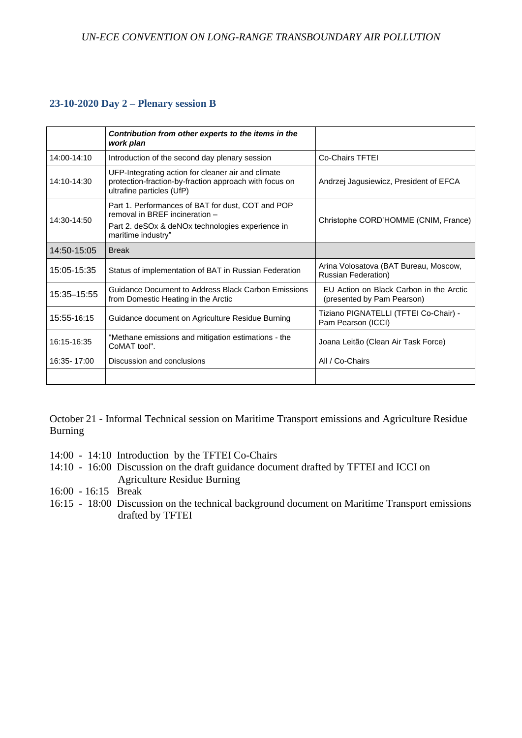## 23-10-2020 Day 2 – Plenary session B

| | ***Contribution from other experts to the items in the work plan*** | |
|---|---|---|
| 14:00-14:10 | Introduction of the second day plenary session | Co-Chairs TFTEI |
| 14:10-14:30 | UFP-Integrating action for cleaner air and climate protection-fraction-by-fraction approach with focus on ultrafine particles (UfP) | Andrzej Jagusiewicz, President of EFCA |
| 14:30-14:50 | Part 1. Performances of BAT for dust, COT and POP removal in BREF incineration – Part 2. deSOx & deNOx technologies experience in maritime industry" | Christophe CORD'HOMME (CNIM, France) |
| 14:50-15:05 | Break | |
| 15:05-15:35 | Status of implementation of BAT in Russian Federation | Arina Volosatova (BAT Bureau, Moscow, Russian Federation) |
| 15:35–15:55 | Guidance Document to Address Black Carbon Emissions from Domestic Heating in the Arctic | EU Action on Black Carbon in the Arctic (presented by Pam Pearson) |
| 15:55-16:15 | Guidance document on Agriculture Residue Burning | Tiziano PIGNATELLI (TFTEI Co-Chair) - Pam Pearson (ICCI) |
| 16:15-16:35 | "Methane emissions and mitigation estimations - the CoMAT tool". | Joana Leitão (Clean Air Task Force) |
| 16:35- 17:00 | Discussion and conclusions | All / Co-Chairs |
| | | |

October 21 - Informal Technical session on Maritime Transport emissions and Agriculture Residue Burning

- 14:00 - 14:10 Introduction by the TFTEI Co-Chairs
- 14:10 - 16:00 Discussion on the draft guidance document drafted by TFTEI and ICCI on Agriculture Residue Burning
- 16:00 - 16:15 Break
- 16:15 - 18:00 Discussion on the technical background document on Maritime Transport emissions drafted by TFTEI